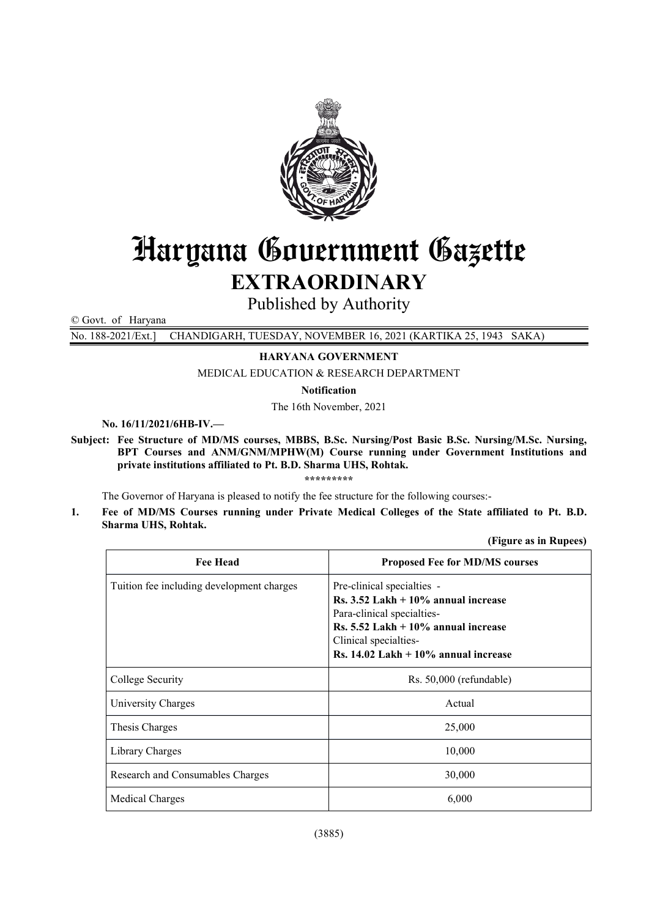# Haryana Government Gazette

## EXTRAORDINARY

Published by Authority

© Govt. of Haryana

No. 188-2021/Ext.] CHANDIGARH, TUESDAY, NOVEMBER 16, 2021 (KARTIKA 25, 1943 SAKA)

**HARYANA GOVERNMENT**

MEDICAL EDUCATION & RESEARCH DEPARTMENT

**Notification**

The 16th November, 2021

**No. 16/11/2021/6HB-IV.—**

**Subject: Fee Structure of MD/MS courses, MBBS, B.Sc. Nursing/Post Basic B.Sc. Nursing/M.Sc. Nursing, BPT Courses and ANM/GNM/MPHW(M) Course running under Government Institutions and private institutions affiliated to Pt. B.D. Sharma UHS, Rohtak.**

*********

The Governor of Haryana is pleased to notify the fee structure for the following courses:-

**1. Fee of MD/MS Courses running under Private Medical Colleges of the State affiliated to Pt. B.D. Sharma UHS, Rohtak.**

**(Figure as in Rupees)**

| Fee Head | Proposed Fee for MD/MS courses |
|---|---|
| Tuition fee including development charges | Pre-clinical specialties - **Rs. 3.52 Lakh + 10% annual increase** Para-clinical specialties- **Rs. 5.52 Lakh + 10% annual increase** Clinical specialties- **Rs. 14.02 Lakh + 10% annual increase** |
| College Security | Rs. 50,000 (refundable) |
| University Charges | Actual |
| Thesis Charges | 25,000 |
| Library Charges | 10,000 |
| Research and Consumables Charges | 30,000 |
| Medical Charges | 6,000 |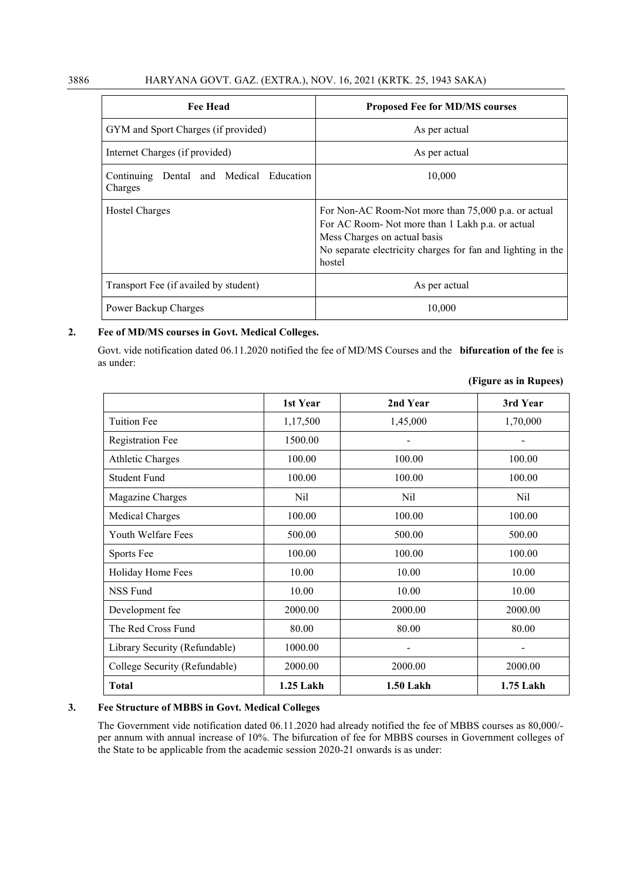| Fee Head | Proposed Fee for MD/MS courses |
|---|---|
| GYM and Sport Charges (if provided) | As per actual |
| Internet Charges (if provided) | As per actual |
| Continuing Dental and Medical Education Charges | 10,000 |
| Hostel Charges | For Non-AC Room-Not more than 75,000 p.a. or actual<br>For AC Room- Not more than 1 Lakh p.a. or actual<br>Mess Charges on actual basis<br>No separate electricity charges for fan and lighting in the hostel |
| Transport Fee (if availed by student) | As per actual |
| Power Backup Charges | 10,000 |

**2. Fee of MD/MS courses in Govt. Medical Colleges.**

Govt. vide notification dated 06.11.2020 notified the fee of MD/MS Courses and the **bifurcation of the fee** is as under:

**(Figure as in Rupees)**

| | 1st Year | 2nd Year | 3rd Year |
|---|---|---|---|
| Tuition Fee | 1,17,500 | 1,45,000 | 1,70,000 |
| Registration Fee | 1500.00 | - | - |
| Athletic Charges | 100.00 | 100.00 | 100.00 |
| Student Fund | 100.00 | 100.00 | 100.00 |
| Magazine Charges | Nil | Nil | Nil |
| Medical Charges | 100.00 | 100.00 | 100.00 |
| Youth Welfare Fees | 500.00 | 500.00 | 500.00 |
| Sports Fee | 100.00 | 100.00 | 100.00 |
| Holiday Home Fees | 10.00 | 10.00 | 10.00 |
| NSS Fund | 10.00 | 10.00 | 10.00 |
| Development fee | 2000.00 | 2000.00 | 2000.00 |
| The Red Cross Fund | 80.00 | 80.00 | 80.00 |
| Library Security (Refundable) | 1000.00 | - | - |
| College Security (Refundable) | 2000.00 | 2000.00 | 2000.00 |
| **Total** | **1.25 Lakh** | **1.50 Lakh** | **1.75 Lakh** |

**3. Fee Structure of MBBS in Govt. Medical Colleges**

The Government vide notification dated 06.11.2020 had already notified the fee of MBBS courses as 80,000/- per annum with annual increase of 10%. The bifurcation of fee for MBBS courses in Government colleges of the State to be applicable from the academic session 2020-21 onwards is as under: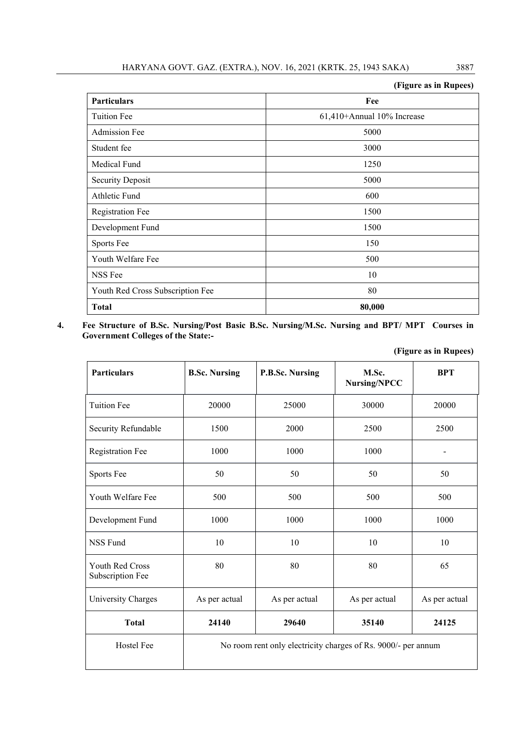(Figure as in Rupees)

| Particulars | Fee |
|---|---|
| Tuition Fee | 61,410+Annual 10% Increase |
| Admission Fee | 5000 |
| Student fee | 3000 |
| Medical Fund | 1250 |
| Security Deposit | 5000 |
| Athletic Fund | 600 |
| Registration Fee | 1500 |
| Development Fund | 1500 |
| Sports Fee | 150 |
| Youth Welfare Fee | 500 |
| NSS Fee | 10 |
| Youth Red Cross Subscription Fee | 80 |
| **Total** | **80,000** |

**4. Fee Structure of B.Sc. Nursing/Post Basic B.Sc. Nursing/M.Sc. Nursing and BPT/ MPT Courses in Government Colleges of the State:-**

(Figure as in Rupees)

| Particulars | B.Sc. Nursing | P.B.Sc. Nursing | M.Sc. Nursing/NPCC | BPT |
|---|---|---|---|---|
| Tuition Fee | 20000 | 25000 | 30000 | 20000 |
| Security Refundable | 1500 | 2000 | 2500 | 2500 |
| Registration Fee | 1000 | 1000 | 1000 | - |
| Sports Fee | 50 | 50 | 50 | 50 |
| Youth Welfare Fee | 500 | 500 | 500 | 500 |
| Development Fund | 1000 | 1000 | 1000 | 1000 |
| NSS Fund | 10 | 10 | 10 | 10 |
| Youth Red Cross Subscription Fee | 80 | 80 | 80 | 65 |
| University Charges | As per actual | As per actual | As per actual | As per actual |
| **Total** | **24140** | **29640** | **35140** | **24125** |
| Hostel Fee | No room rent only electricity charges of Rs. 9000/- per annum | | | |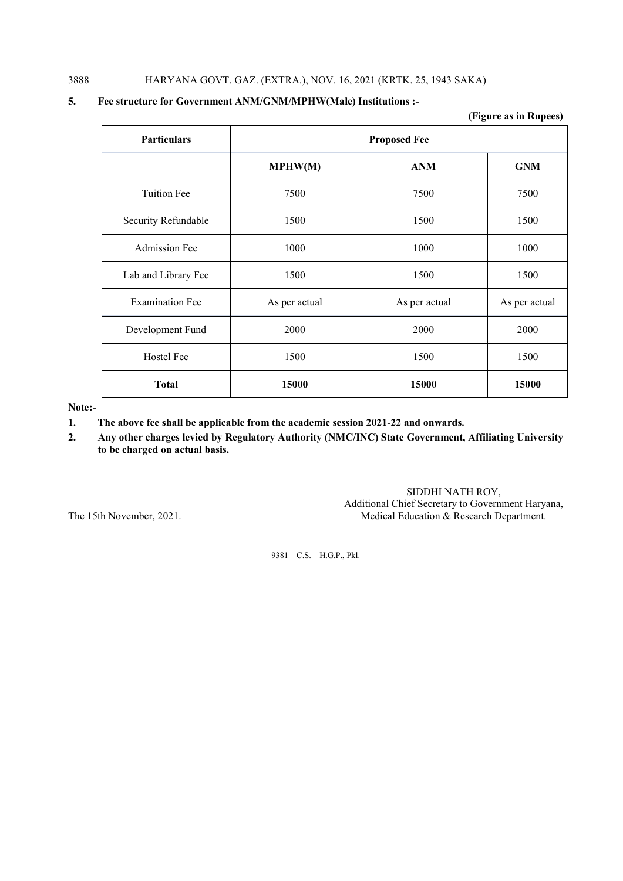**5. Fee structure for Government ANM/GNM/MPHW(Male) Institutions :-**

**(Figure as in Rupees)**

| Particulars | Proposed Fee | | |
|---|---|---|---|
| | **MPHW(M)** | **ANM** | **GNM** |
| Tuition Fee | 7500 | 7500 | 7500 |
| Security Refundable | 1500 | 1500 | 1500 |
| Admission Fee | 1000 | 1000 | 1000 |
| Lab and Library Fee | 1500 | 1500 | 1500 |
| Examination Fee | As per actual | As per actual | As per actual |
| Development Fund | 2000 | 2000 | 2000 |
| Hostel Fee | 1500 | 1500 | 1500 |
| **Total** | **15000** | **15000** | **15000** |

**Note:-**

1. **The above fee shall be applicable from the academic session 2021-22 and onwards.**
2. **Any other charges levied by Regulatory Authority (NMC/INC) State Government, Affiliating University to be charged on actual basis.**

SIDDHI NATH ROY,
Additional Chief Secretary to Government Haryana,
Medical Education & Research Department.

The 15th November, 2021.

9381—C.S.—H.G.P., Pkl.